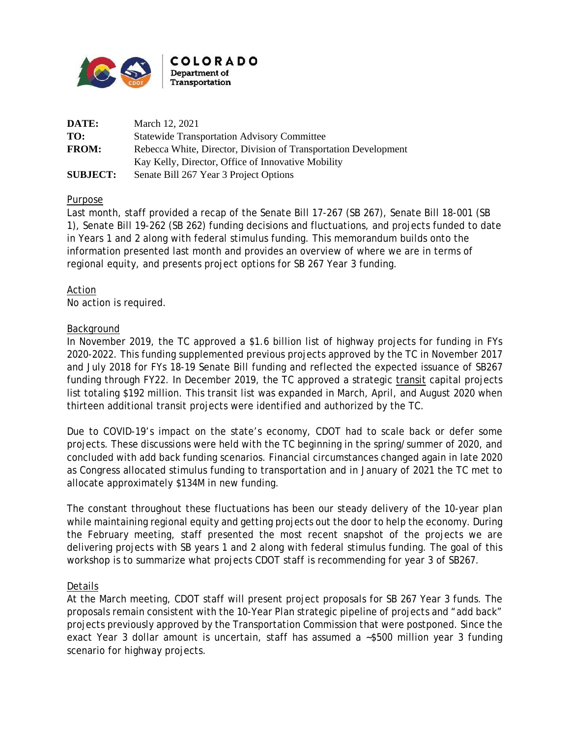COLORADO
Department of Transportation

**DATE:** March 12, 2021
**TO:** Statewide Transportation Advisory Committee
**FROM:** Rebecca White, Director, Division of Transportation Development
Kay Kelly, Director, Office of Innovative Mobility
**SUBJECT:** Senate Bill 267 Year 3 Project Options

## Purpose

Last month, staff provided a recap of the Senate Bill 17-267 (SB 267), Senate Bill 18-001 (SB 1), Senate Bill 19-262 (SB 262) funding decisions and fluctuations, and projects funded to date in Years 1 and 2 along with federal stimulus funding. This memorandum builds onto the information presented last month and provides an overview of where we are in terms of regional equity, and presents project options for SB 267 Year 3 funding.

## Action

No action is required.

## Background

In November 2019, the TC approved a $1.6 billion list of highway projects for funding in FYs 2020-2022. This funding supplemented previous projects approved by the TC in November 2017 and July 2018 for FYs 18-19 Senate Bill funding and reflected the expected issuance of SB267 funding through FY22. In December 2019, the TC approved a strategic transit capital projects list totaling $192 million. This transit list was expanded in March, April, and August 2020 when thirteen additional transit projects were identified and authorized by the TC.

Due to COVID-19's impact on the state's economy, CDOT had to scale back or defer some projects. These discussions were held with the TC beginning in the spring/summer of 2020, and concluded with add back funding scenarios. Financial circumstances changed again in late 2020 as Congress allocated stimulus funding to transportation and in January of 2021 the TC met to allocate approximately $134M in new funding.

The constant throughout these fluctuations has been our steady delivery of the 10-year plan while maintaining regional equity and getting projects out the door to help the economy. During the February meeting, staff presented the most recent snapshot of the projects we are delivering projects with SB years 1 and 2 along with federal stimulus funding. The goal of this workshop is to summarize what projects CDOT staff is recommending for year 3 of SB267.

## Details

At the March meeting, CDOT staff will present project proposals for SB 267 Year 3 funds. The proposals remain consistent with the 10-Year Plan strategic pipeline of projects and "add back" projects previously approved by the Transportation Commission that were postponed. Since the exact Year 3 dollar amount is uncertain, staff has assumed a ~$500 million year 3 funding scenario for highway projects.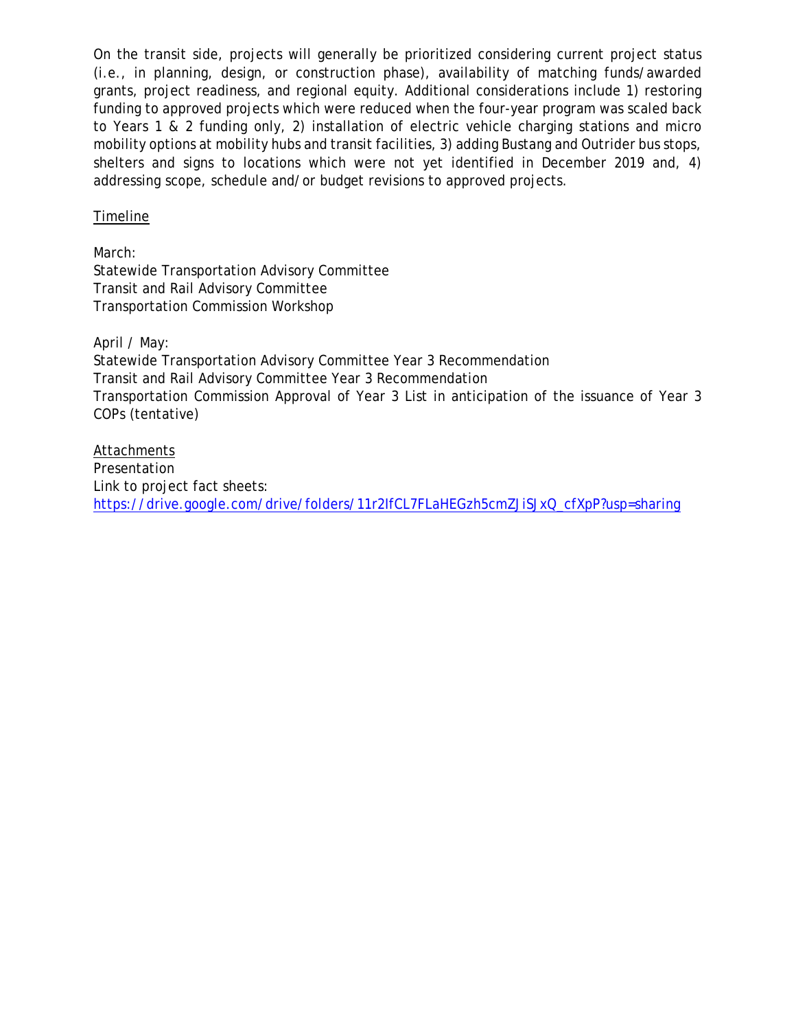On the transit side, projects will generally be prioritized considering current project status (i.e., in planning, design, or construction phase), availability of matching funds/awarded grants, project readiness, and regional equity. Additional considerations include 1) restoring funding to approved projects which were reduced when the four-year program was scaled back to Years 1 & 2 funding only, 2) installation of electric vehicle charging stations and micro mobility options at mobility hubs and transit facilities, 3) adding Bustang and Outrider bus stops, shelters and signs to locations which were not yet identified in December 2019 and, 4) addressing scope, schedule and/or budget revisions to approved projects.

<u>Timeline</u>

March:
Statewide Transportation Advisory Committee
Transit and Rail Advisory Committee
Transportation Commission Workshop

April / May:
Statewide Transportation Advisory Committee Year 3 Recommendation
Transit and Rail Advisory Committee Year 3 Recommendation
Transportation Commission Approval of Year 3 List in anticipation of the issuance of Year 3 COPs (tentative)

<u>Attachments</u>
Presentation
Link to project fact sheets:
https://drive.google.com/drive/folders/11r2IfCL7FLaHEGzh5cmZJiSJxQ_cfXpP?usp=sharing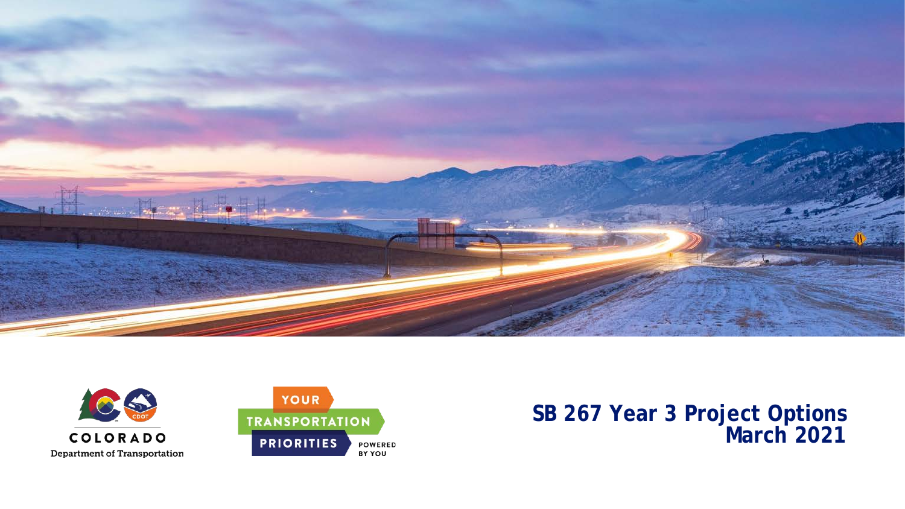# SB 267 Year 3 Project Options
## March 2021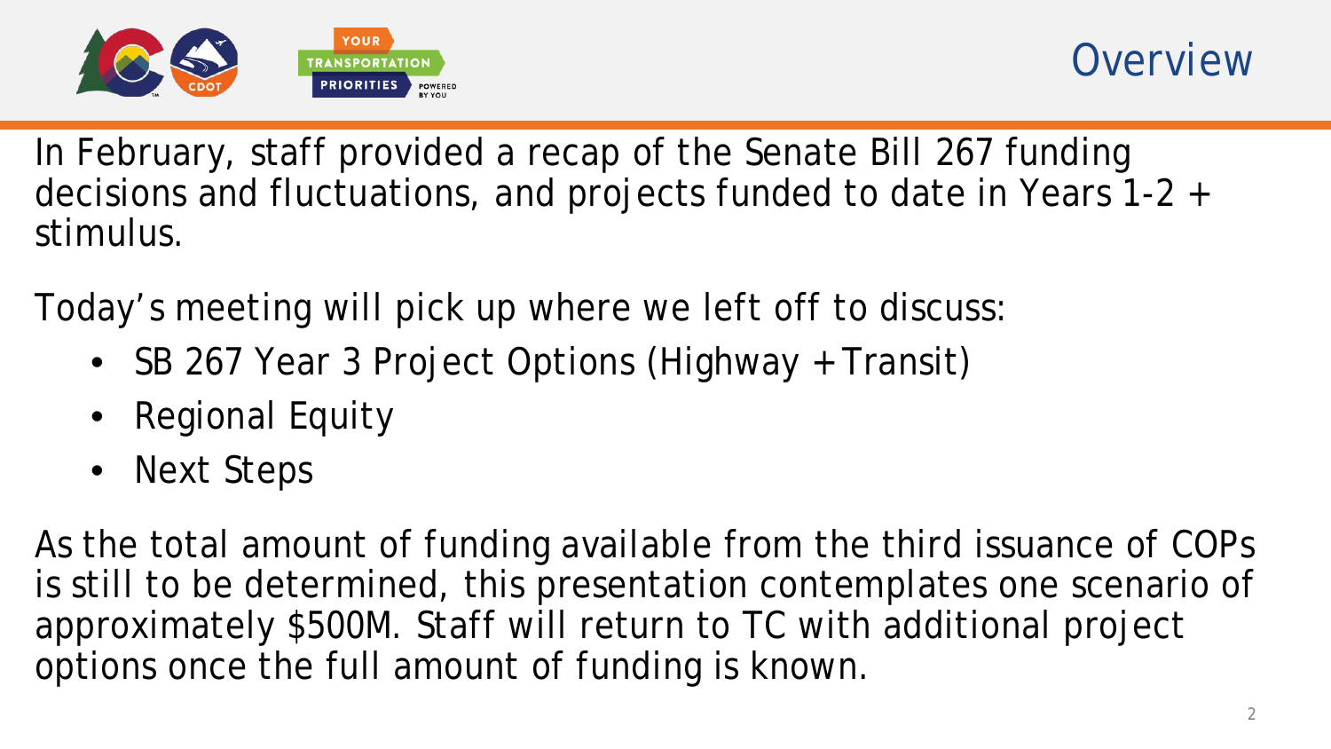# Overview

In February, staff provided a recap of the Senate Bill 267 funding decisions and fluctuations, and projects funded to date in Years 1-2 + stimulus.

Today's meeting will pick up where we left off to discuss:

- SB 267 Year 3 Project Options (Highway + Transit)
- Regional Equity
- Next Steps

As the total amount of funding available from the third issuance of COPs is still to be determined, this presentation contemplates one scenario of approximately $500M. Staff will return to TC with additional project options once the full amount of funding is known.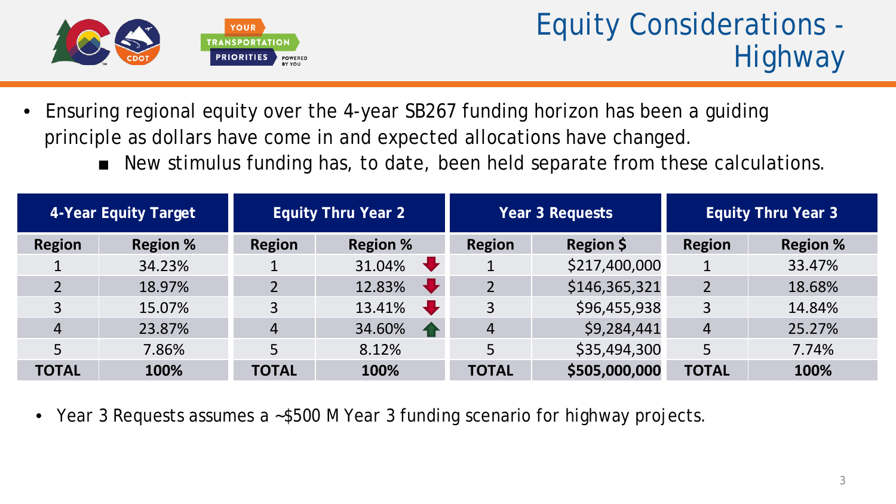# Equity Considerations - Highway

- Ensuring regional equity over the 4-year SB267 funding horizon has been a guiding principle as dollars have come in and expected allocations have changed.
  - New stimulus funding has, to date, been held separate from these calculations.

| 4-Year Equity Target | | Equity Thru Year 2 | | Year 3 Requests | | Equity Thru Year 3 | |
|---|---|---|---|---|---|---|---|
| **Region** | **Region %** | **Region** | **Region %** | **Region** | **Region $** | **Region** | **Region %** |
| 1 | 34.23% | 1 | 31.04% ↓ | 1 | $217,400,000 | 1 | 33.47% |
| 2 | 18.97% | 2 | 12.83% ↓ | 2 | $146,365,321 | 2 | 18.68% |
| 3 | 15.07% | 3 | 13.41% ↓ | 3 | $96,455,938 | 3 | 14.84% |
| 4 | 23.87% | 4 | 34.60% ↑ | 4 | $9,284,441 | 4 | 25.27% |
| 5 | 7.86% | 5 | 8.12% | 5 | $35,494,300 | 5 | 7.74% |
| **TOTAL** | **100%** | **TOTAL** | **100%** | **TOTAL** | **$505,000,000** | **TOTAL** | **100%** |

- Year 3 Requests assumes a ~$500 M Year 3 funding scenario for highway projects.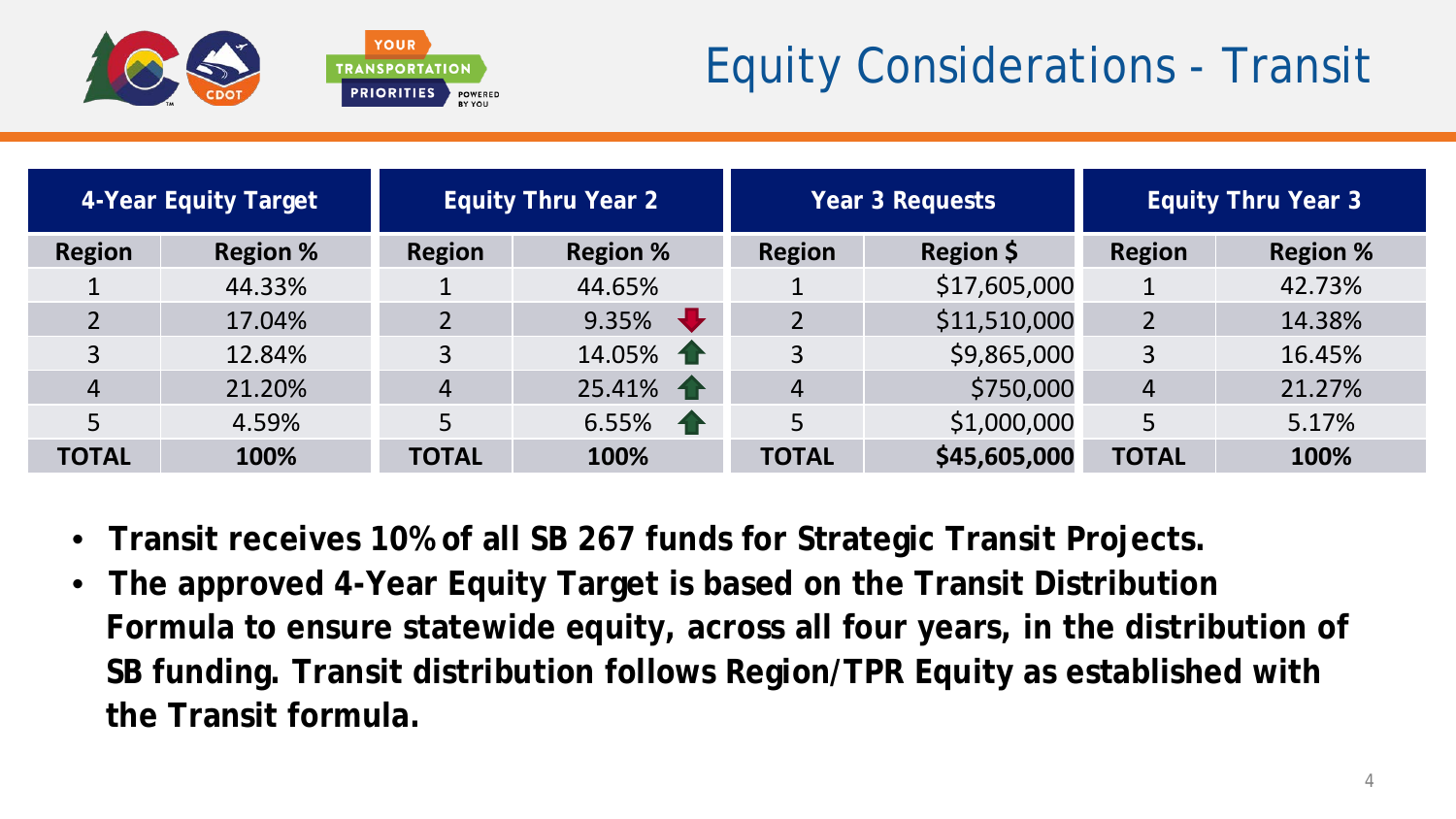# Equity Considerations - Transit

| 4-Year Equity Target | | Equity Thru Year 2 | | Year 3 Requests | | Equity Thru Year 3 | |
|---|---|---|---|---|---|---|---|
| Region | Region % | Region | Region % | Region | Region $ | Region | Region % |
| 1 | 44.33% | 1 | 44.65% | 1 | $17,605,000 | 1 | 42.73% |
| 2 | 17.04% | 2 | 9.35% ↓ | 2 | $11,510,000 | 2 | 14.38% |
| 3 | 12.84% | 3 | 14.05% ↑ | 3 | $9,865,000 | 3 | 16.45% |
| 4 | 21.20% | 4 | 25.41% ↑ | 4 | $750,000 | 4 | 21.27% |
| 5 | 4.59% | 5 | 6.55% ↑ | 5 | $1,000,000 | 5 | 5.17% |
| **TOTAL** | **100%** | **TOTAL** | **100%** | **TOTAL** | **$45,605,000** | **TOTAL** | **100%** |

- **Transit receives 10% of all SB 267 funds for Strategic Transit Projects.**
- **The approved 4-Year Equity Target is based on the Transit Distribution Formula to ensure statewide equity, across all four years, in the distribution of SB funding. Transit distribution follows Region/TPR Equity as established with the Transit formula.**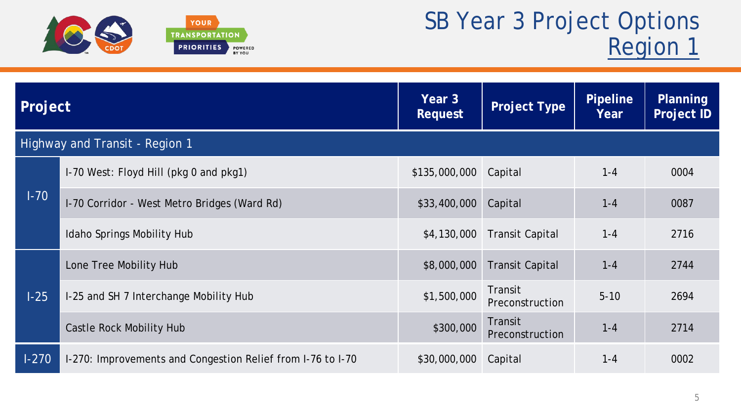# SB Year 3 Project Options Region 1

| Project | | Year 3 Request | Project Type | Pipeline Year | Planning Project ID |
|---|---|---|---|---|---|
| Highway and Transit - Region 1 | | | | | |
| I-70 | I-70 West: Floyd Hill (pkg 0 and pkg1) | $135,000,000 | Capital | 1-4 | 0004 |
| | I-70 Corridor - West Metro Bridges (Ward Rd) | $33,400,000 | Capital | 1-4 | 0087 |
| | Idaho Springs Mobility Hub | $4,130,000 | Transit Capital | 1-4 | 2716 |
| I-25 | Lone Tree Mobility Hub | $8,000,000 | Transit Capital | 1-4 | 2744 |
| | I-25 and SH 7 Interchange Mobility Hub | $1,500,000 | Transit Preconstruction | 5-10 | 2694 |
| | Castle Rock Mobility Hub | $300,000 | Transit Preconstruction | 1-4 | 2714 |
| I-270 | I-270: Improvements and Congestion Relief from I-76 to I-70 | $30,000,000 | Capital | 1-4 | 0002 |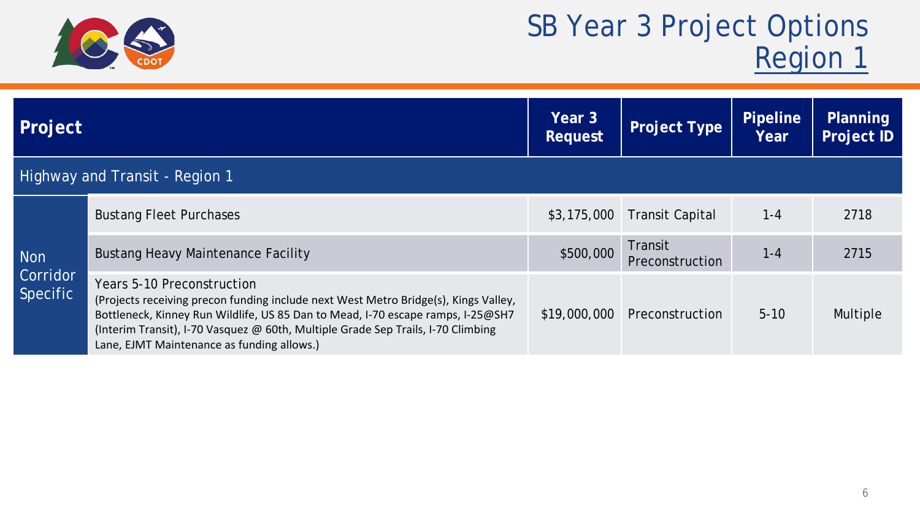# SB Year 3 Project Options Region 1

| Project | | Year 3 Request | Project Type | Pipeline Year | Planning Project ID |
| --- | --- | --- | --- | --- | --- |
| Highway and Transit - Region 1 | | | | | |
| Non Corridor Specific | Bustang Fleet Purchases | $3,175,000 | Transit Capital | 1-4 | 2718 |
| | Bustang Heavy Maintenance Facility | $500,000 | Transit Preconstruction | 1-4 | 2715 |
| | Years 5-10 Preconstruction (Projects receiving precon funding include next West Metro Bridge(s), Kings Valley, Bottleneck, Kinney Run Wildlife, US 85 Dan to Mead, I-70 escape ramps, I-25@SH7 (Interim Transit), I-70 Vasquez @ 60th, Multiple Grade Sep Trails, I-70 Climbing Lane, EJMT Maintenance as funding allows.) | $19,000,000 | Preconstruction | 5-10 | Multiple |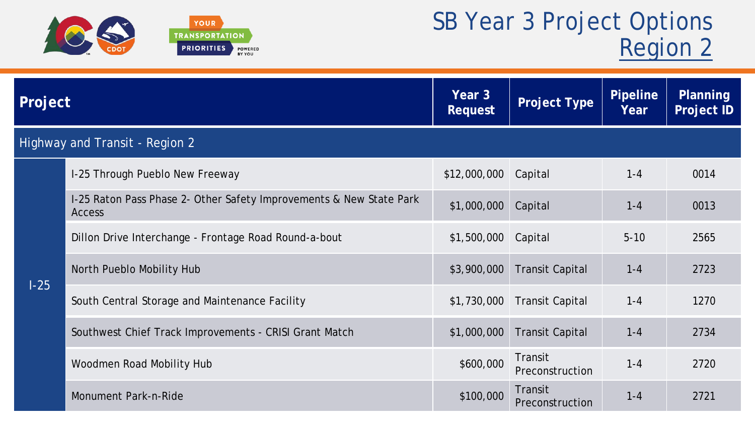# SB Year 3 Project Options Region 2

| Project | | Year 3 Request | Project Type | Pipeline Year | Planning Project ID |
|---|---|---|---|---|---|
| Highway and Transit - Region 2 | | | | | |
| I-25 | I-25 Through Pueblo New Freeway | $12,000,000 | Capital | 1-4 | 0014 |
| | I-25 Raton Pass Phase 2- Other Safety Improvements & New State Park Access | $1,000,000 | Capital | 1-4 | 0013 |
| | Dillon Drive Interchange - Frontage Road Round-a-bout | $1,500,000 | Capital | 5-10 | 2565 |
| | North Pueblo Mobility Hub | $3,900,000 | Transit Capital | 1-4 | 2723 |
| | South Central Storage and Maintenance Facility | $1,730,000 | Transit Capital | 1-4 | 1270 |
| | Southwest Chief Track Improvements - CRISI Grant Match | $1,000,000 | Transit Capital | 1-4 | 2734 |
| | Woodmen Road Mobility Hub | $600,000 | Transit Preconstruction | 1-4 | 2720 |
| | Monument Park-n-Ride | $100,000 | Transit Preconstruction | 1-4 | 2721 |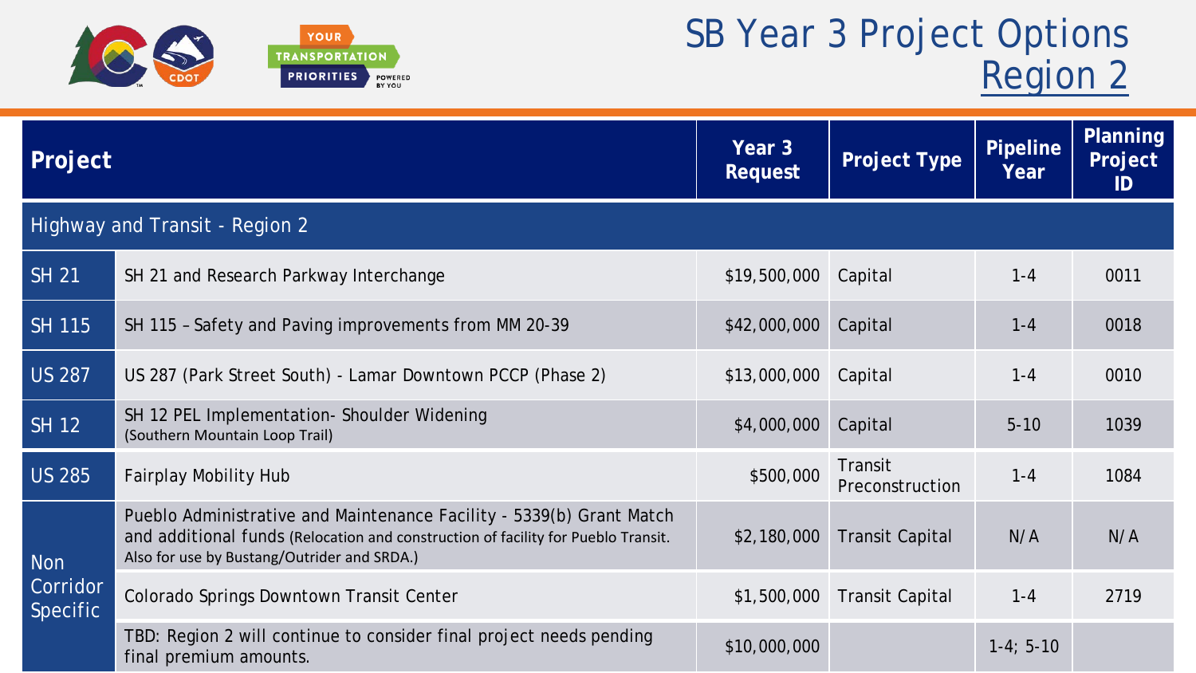# SB Year 3 Project Options Region 2

| Project | | Year 3 Request | Project Type | Pipeline Year | Planning Project ID |
|---|---|---|---|---|---|
| Highway and Transit - Region 2 | | | | | |
| SH 21 | SH 21 and Research Parkway Interchange | $19,500,000 | Capital | 1-4 | 0011 |
| SH 115 | SH 115 – Safety and Paving improvements from MM 20-39 | $42,000,000 | Capital | 1-4 | 0018 |
| US 287 | US 287 (Park Street South) - Lamar Downtown PCCP (Phase 2) | $13,000,000 | Capital | 1-4 | 0010 |
| SH 12 | SH 12 PEL Implementation- Shoulder Widening (Southern Mountain Loop Trail) | $4,000,000 | Capital | 5-10 | 1039 |
| US 285 | Fairplay Mobility Hub | $500,000 | Transit Preconstruction | 1-4 | 1084 |
| Non Corridor Specific | Pueblo Administrative and Maintenance Facility - 5339(b) Grant Match and additional funds (Relocation and construction of facility for Pueblo Transit. Also for use by Bustang/Outrider and SRDA.) | $2,180,000 | Transit Capital | N/A | N/A |
| | Colorado Springs Downtown Transit Center | $1,500,000 | Transit Capital | 1-4 | 2719 |
| | TBD: Region 2 will continue to consider final project needs pending final premium amounts. | $10,000,000 | | 1-4; 5-10 | |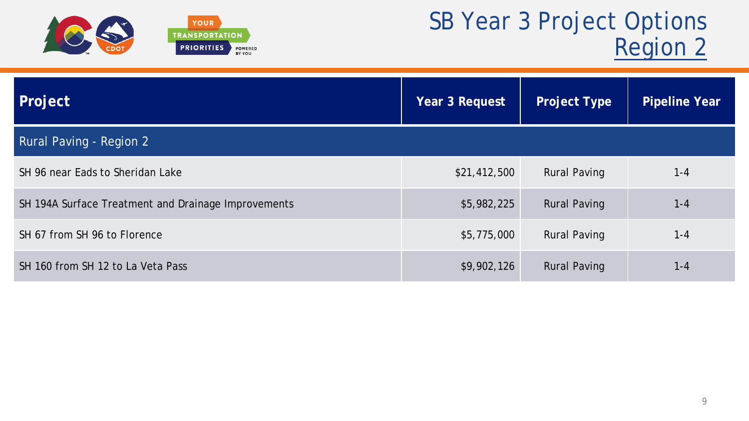# SB Year 3 Project Options Region 2

| Project | Year 3 Request | Project Type | Pipeline Year |
| --- | --- | --- | --- |
| Rural Paving - Region 2 | | | |
| SH 96 near Eads to Sheridan Lake | $21,412,500 | Rural Paving | 1-4 |
| SH 194A Surface Treatment and Drainage Improvements | $5,982,225 | Rural Paving | 1-4 |
| SH 67 from SH 96 to Florence | $5,775,000 | Rural Paving | 1-4 |
| SH 160 from SH 12 to La Veta Pass | $9,902,126 | Rural Paving | 1-4 |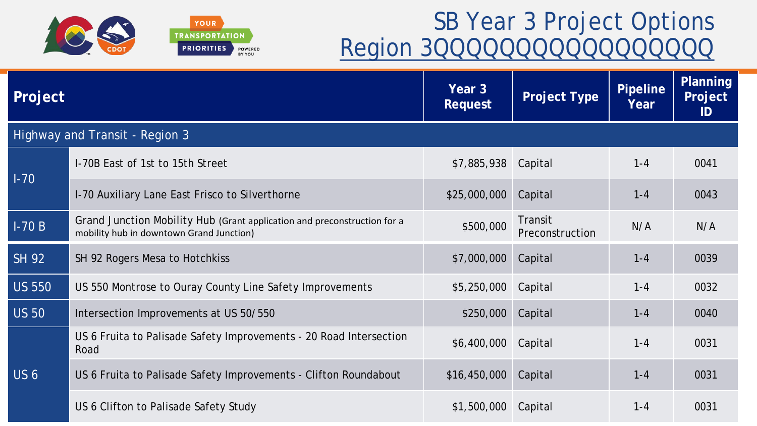# SB Year 3 Project Options
## Region 3QQQQQQQQQQQQQQQ

| Project | | Year 3 Request | Project Type | Pipeline Year | Planning Project ID |
|---|---|---|---|---|---|
| **Highway and Transit - Region 3** | | | | | |
| I-70 | I-70B East of 1st to 15th Street | $7,885,938 | Capital | 1-4 | 0041 |
| | I-70 Auxiliary Lane East Frisco to Silverthorne | $25,000,000 | Capital | 1-4 | 0043 |
| I-70 B | Grand Junction Mobility Hub (Grant application and preconstruction for a mobility hub in downtown Grand Junction) | $500,000 | Transit Preconstruction | N/A | N/A |
| SH 92 | SH 92 Rogers Mesa to Hotchkiss | $7,000,000 | Capital | 1-4 | 0039 |
| US 550 | US 550 Montrose to Ouray County Line Safety Improvements | $5,250,000 | Capital | 1-4 | 0032 |
| US 50 | Intersection Improvements at US 50/550 | $250,000 | Capital | 1-4 | 0040 |
| US 6 | US 6 Fruita to Palisade Safety Improvements - 20 Road Intersection Road | $6,400,000 | Capital | 1-4 | 0031 |
| | US 6 Fruita to Palisade Safety Improvements - Clifton Roundabout | $16,450,000 | Capital | 1-4 | 0031 |
| | US 6 Clifton to Palisade Safety Study | $1,500,000 | Capital | 1-4 | 0031 |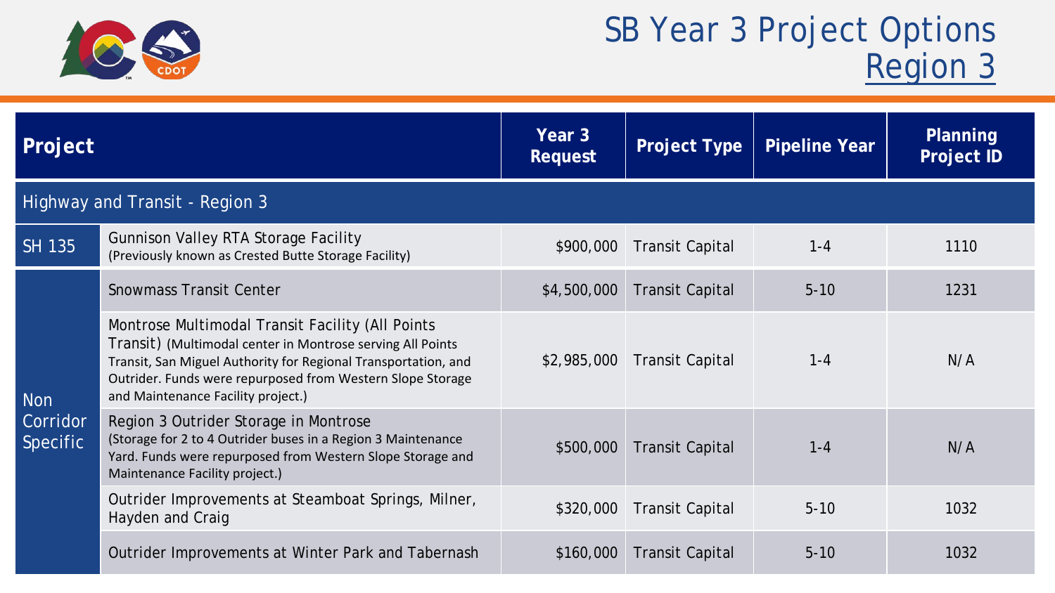# SB Year 3 Project Options Region 3

| Project | | Year 3 Request | Project Type | Pipeline Year | Planning Project ID |
|---|---|---|---|---|---|
| Highway and Transit - Region 3 | | | | | |
| SH 135 | Gunnison Valley RTA Storage Facility (Previously known as Crested Butte Storage Facility) | $900,000 | Transit Capital | 1-4 | 1110 |
| Non Corridor Specific | Snowmass Transit Center | $4,500,000 | Transit Capital | 5-10 | 1231 |
| | Montrose Multimodal Transit Facility (All Points Transit) (Multimodal center in Montrose serving All Points Transit, San Miguel Authority for Regional Transportation, and Outrider. Funds were repurposed from Western Slope Storage and Maintenance Facility project.) | $2,985,000 | Transit Capital | 1-4 | N/A |
| | Region 3 Outrider Storage in Montrose (Storage for 2 to 4 Outrider buses in a Region 3 Maintenance Yard. Funds were repurposed from Western Slope Storage and Maintenance Facility project.) | $500,000 | Transit Capital | 1-4 | N/A |
| | Outrider Improvements at Steamboat Springs, Milner, Hayden and Craig | $320,000 | Transit Capital | 5-10 | 1032 |
| | Outrider Improvements at Winter Park and Tabernash | $160,000 | Transit Capital | 5-10 | 1032 |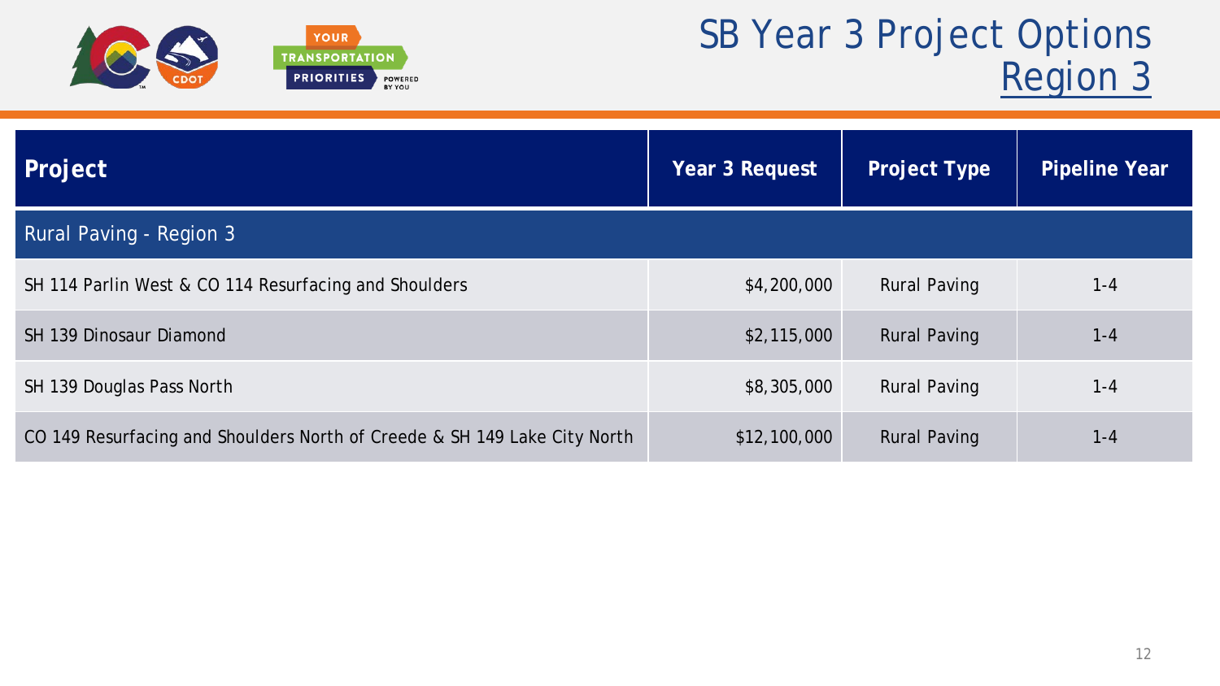# SB Year 3 Project Options Region 3

| Project | Year 3 Request | Project Type | Pipeline Year |
| --- | --- | --- | --- |
| Rural Paving - Region 3 | | | |
| SH 114 Parlin West & CO 114 Resurfacing and Shoulders | $4,200,000 | Rural Paving | 1-4 |
| SH 139 Dinosaur Diamond | $2,115,000 | Rural Paving | 1-4 |
| SH 139 Douglas Pass North | $8,305,000 | Rural Paving | 1-4 |
| CO 149 Resurfacing and Shoulders North of Creede & SH 149 Lake City North | $12,100,000 | Rural Paving | 1-4 |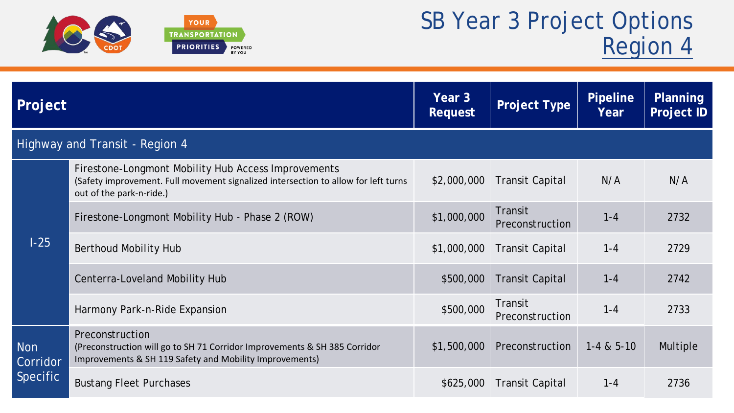# SB Year 3 Project Options Region 4

| Project | | Year 3 Request | Project Type | Pipeline Year | Planning Project ID |
|---|---|---|---|---|---|
| Highway and Transit - Region 4 | | | | | |
| I-25 | Firestone-Longmont Mobility Hub Access Improvements (Safety improvement. Full movement signalized intersection to allow for left turns out of the park-n-ride.) | $2,000,000 | Transit Capital | N/A | N/A |
| | Firestone-Longmont Mobility Hub - Phase 2 (ROW) | $1,000,000 | Transit Preconstruction | 1-4 | 2732 |
| | Berthoud Mobility Hub | $1,000,000 | Transit Capital | 1-4 | 2729 |
| | Centerra-Loveland Mobility Hub | $500,000 | Transit Capital | 1-4 | 2742 |
| | Harmony Park-n-Ride Expansion | $500,000 | Transit Preconstruction | 1-4 | 2733 |
| Non Corridor Specific | Preconstruction (Preconstruction will go to SH 71 Corridor Improvements & SH 385 Corridor Improvements & SH 119 Safety and Mobility Improvements) | $1,500,000 | Preconstruction | 1-4 & 5-10 | Multiple |
| | Bustang Fleet Purchases | $625,000 | Transit Capital | 1-4 | 2736 |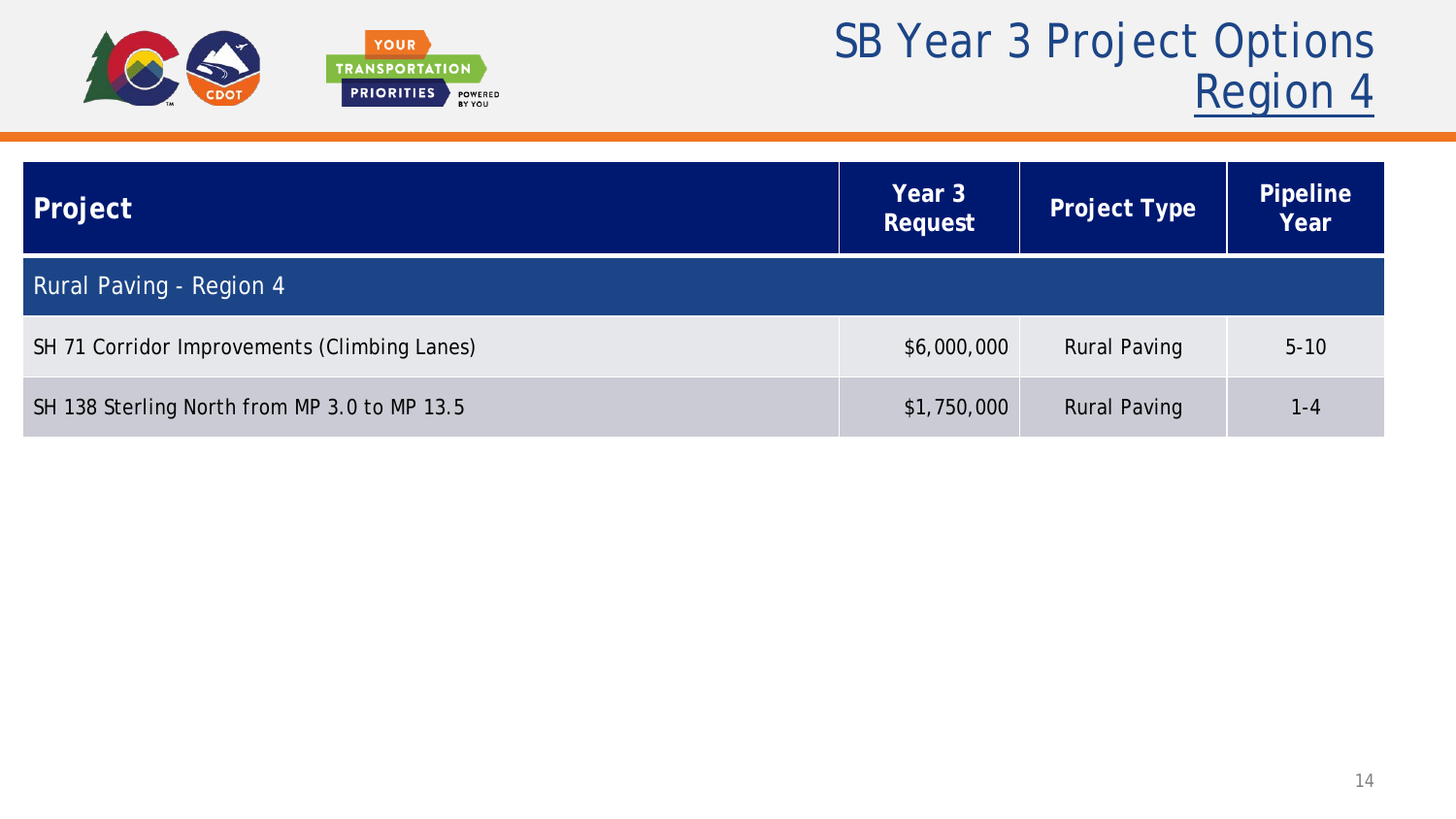# SB Year 3 Project Options Region 4

| Project | Year 3 Request | Project Type | Pipeline Year |
|---|---|---|---|
| Rural Paving - Region 4 | | | |
| SH 71 Corridor Improvements (Climbing Lanes) | $6,000,000 | Rural Paving | 5-10 |
| SH 138 Sterling North from MP 3.0 to MP 13.5 | $1,750,000 | Rural Paving | 1-4 |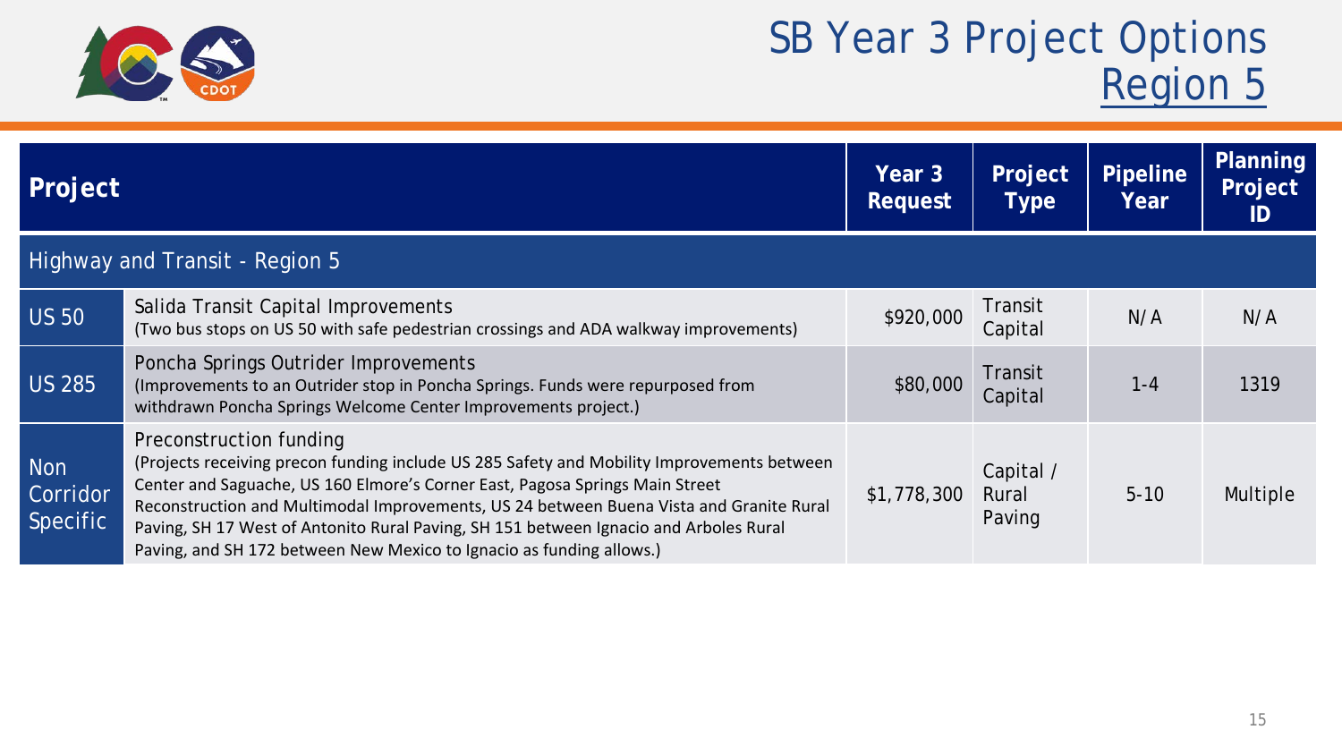# SB Year 3 Project Options
## Region 5

| Project | | Year 3 Request | Project Type | Pipeline Year | Planning Project ID |
|---|---|---|---|---|---|
| **Highway and Transit - Region 5** | | | | | |
| US 50 | Salida Transit Capital Improvements<br>(Two bus stops on US 50 with safe pedestrian crossings and ADA walkway improvements) | $920,000 | Transit Capital | N/A | N/A |
| US 285 | Poncha Springs Outrider Improvements<br>(Improvements to an Outrider stop in Poncha Springs. Funds were repurposed from withdrawn Poncha Springs Welcome Center Improvements project.) | $80,000 | Transit Capital | 1-4 | 1319 |
| Non Corridor Specific | Preconstruction funding<br>(Projects receiving precon funding include US 285 Safety and Mobility Improvements between Center and Saguache, US 160 Elmore's Corner East, Pagosa Springs Main Street Reconstruction and Multimodal Improvements, US 24 between Buena Vista and Granite Rural Paving, SH 17 West of Antonito Rural Paving, SH 151 between Ignacio and Arboles Rural Paving, and SH 172 between New Mexico to Ignacio as funding allows.) | $1,778,300 | Capital / Rural Paving | 5-10 | Multiple |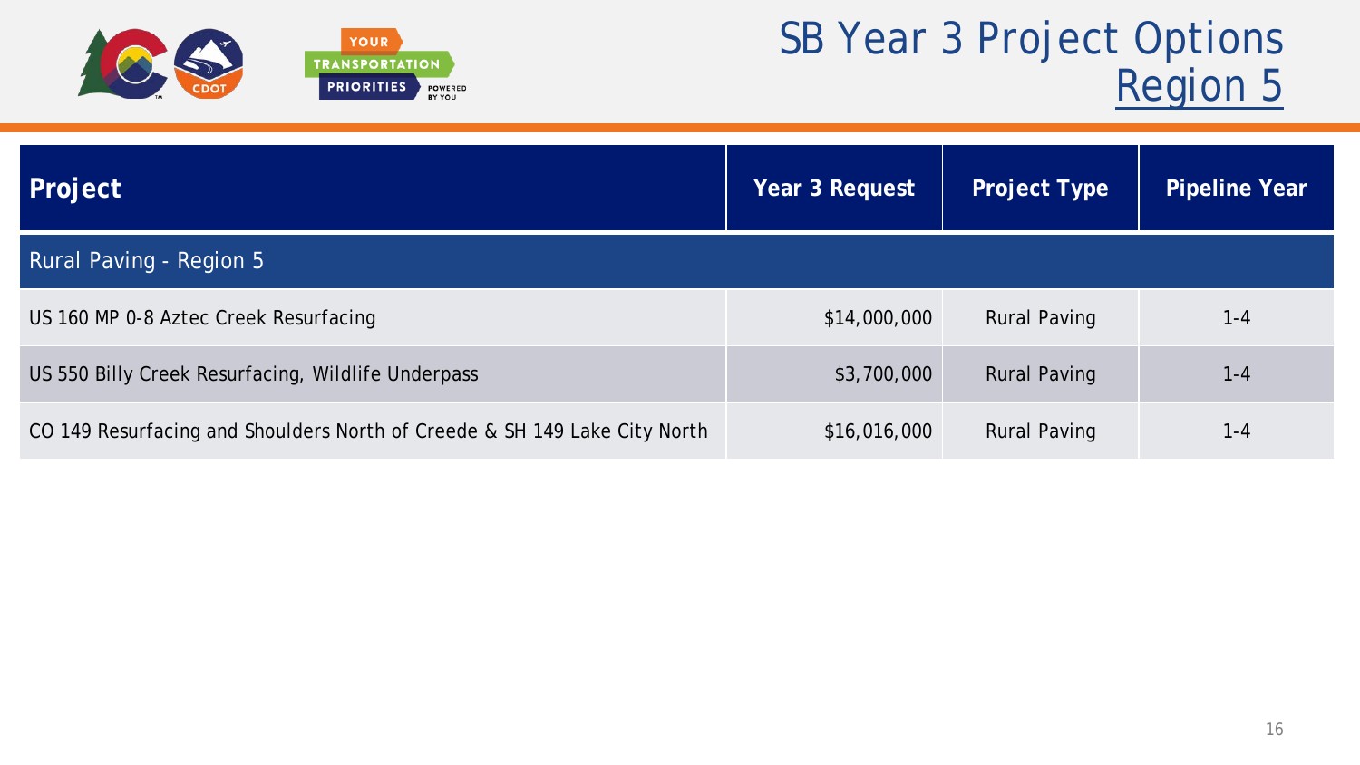# SB Year 3 Project Options Region 5

| Project | Year 3 Request | Project Type | Pipeline Year |
|---|---|---|---|
| Rural Paving - Region 5 | | | |
| US 160 MP 0-8 Aztec Creek Resurfacing | $14,000,000 | Rural Paving | 1-4 |
| US 550 Billy Creek Resurfacing, Wildlife Underpass | $3,700,000 | Rural Paving | 1-4 |
| CO 149 Resurfacing and Shoulders North of Creede & SH 149 Lake City North | $16,016,000 | Rural Paving | 1-4 |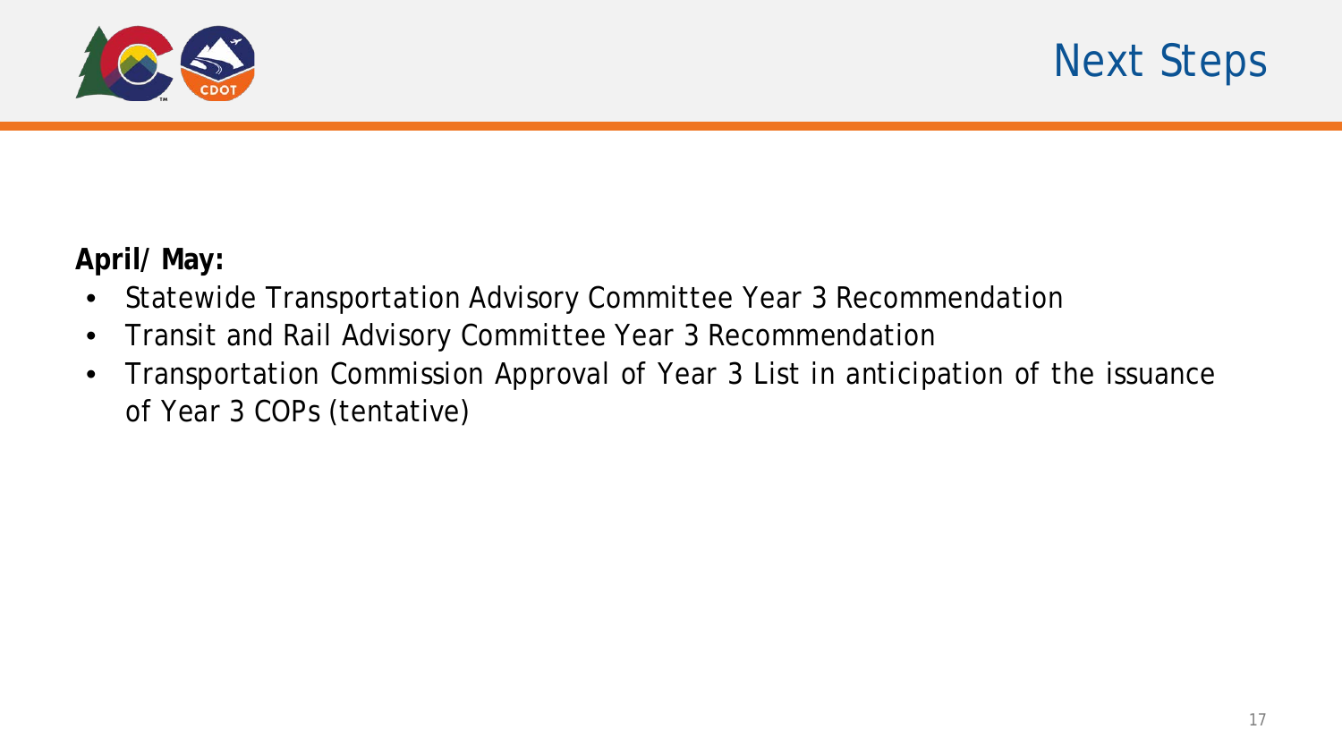# Next Steps

**April/ May:**

- Statewide Transportation Advisory Committee Year 3 Recommendation
- Transit and Rail Advisory Committee Year 3 Recommendation
- Transportation Commission Approval of Year 3 List in anticipation of the issuance of Year 3 COPs (tentative)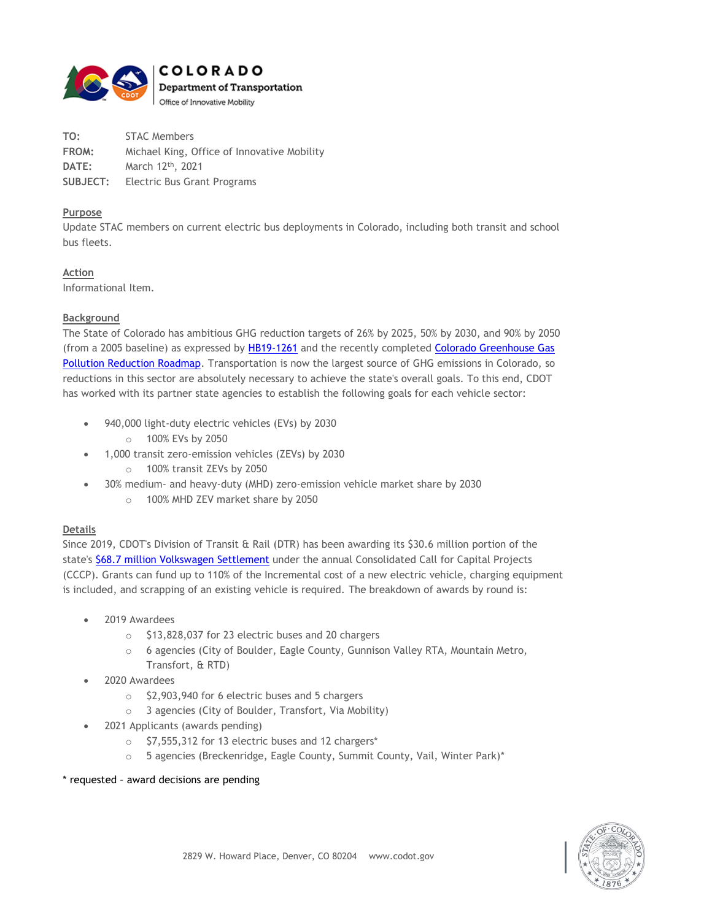**COLORADO**
**Department of Transportation**
Office of Innovative Mobility

**TO:** STAC Members
**FROM:** Michael King, Office of Innovative Mobility
**DATE:** March 12th, 2021
**SUBJECT:** Electric Bus Grant Programs

**Purpose**

Update STAC members on current electric bus deployments in Colorado, including both transit and school bus fleets.

**Action**

Informational Item.

**Background**

The State of Colorado has ambitious GHG reduction targets of 26% by 2025, 50% by 2030, and 90% by 2050 (from a 2005 baseline) as expressed by HB19-1261 and the recently completed Colorado Greenhouse Gas Pollution Reduction Roadmap. Transportation is now the largest source of GHG emissions in Colorado, so reductions in this sector are absolutely necessary to achieve the state's overall goals. To this end, CDOT has worked with its partner state agencies to establish the following goals for each vehicle sector:

- 940,000 light-duty electric vehicles (EVs) by 2030
  - 100% EVs by 2050
- 1,000 transit zero-emission vehicles (ZEVs) by 2030
  - 100% transit ZEVs by 2050
- 30% medium- and heavy-duty (MHD) zero-emission vehicle market share by 2030
  - 100% MHD ZEV market share by 2050

**Details**

Since 2019, CDOT's Division of Transit & Rail (DTR) has been awarding its $30.6 million portion of the state's $68.7 million Volkswagen Settlement under the annual Consolidated Call for Capital Projects (CCCP). Grants can fund up to 110% of the Incremental cost of a new electric vehicle, charging equipment is included, and scrapping of an existing vehicle is required. The breakdown of awards by round is:

- 2019 Awardees
  - $13,828,037 for 23 electric buses and 20 chargers
  - 6 agencies (City of Boulder, Eagle County, Gunnison Valley RTA, Mountain Metro, Transfort, & RTD)
- 2020 Awardees
  - $2,903,940 for 6 electric buses and 5 chargers
  - 3 agencies (City of Boulder, Transfort, Via Mobility)
- 2021 Applicants (awards pending)
  - $7,555,312 for 13 electric buses and 12 chargers*
  - 5 agencies (Breckenridge, Eagle County, Summit County, Vail, Winter Park)*

\* requested – award decisions are pending

2829 W. Howard Place, Denver, CO 80204 www.codot.gov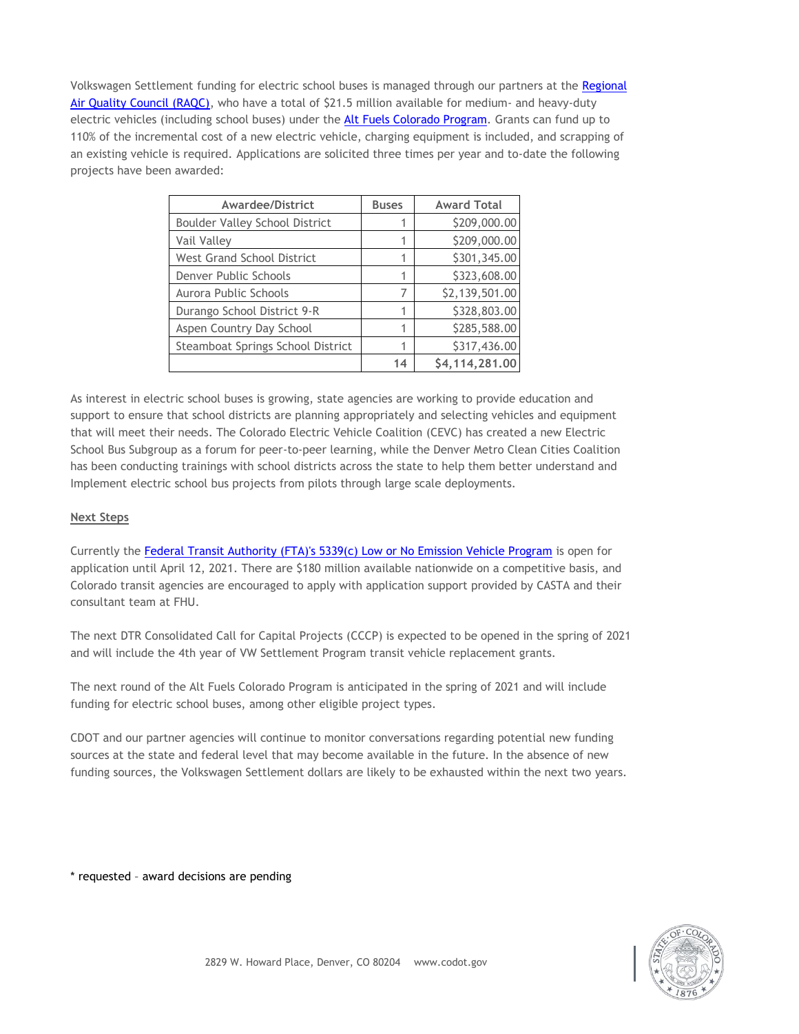Volkswagen Settlement funding for electric school buses is managed through our partners at the Regional Air Quality Council (RAQC), who have a total of $21.5 million available for medium- and heavy-duty electric vehicles (including school buses) under the Alt Fuels Colorado Program. Grants can fund up to 110% of the incremental cost of a new electric vehicle, charging equipment is included, and scrapping of an existing vehicle is required. Applications are solicited three times per year and to-date the following projects have been awarded:

| Awardee/District | Buses | Award Total |
| --- | --- | --- |
| Boulder Valley School District | 1 | $209,000.00 |
| Vail Valley | 1 | $209,000.00 |
| West Grand School District | 1 | $301,345.00 |
| Denver Public Schools | 1 | $323,608.00 |
| Aurora Public Schools | 7 | $2,139,501.00 |
| Durango School District 9-R | 1 | $328,803.00 |
| Aspen Country Day School | 1 | $285,588.00 |
| Steamboat Springs School District | 1 | $317,436.00 |
| | **14** | **$4,114,281.00** |

As interest in electric school buses is growing, state agencies are working to provide education and support to ensure that school districts are planning appropriately and selecting vehicles and equipment that will meet their needs. The Colorado Electric Vehicle Coalition (CEVC) has created a new Electric School Bus Subgroup as a forum for peer-to-peer learning, while the Denver Metro Clean Cities Coalition has been conducting trainings with school districts across the state to help them better understand and Implement electric school bus projects from pilots through large scale deployments.

**Next Steps**

Currently the Federal Transit Authority (FTA)'s 5339(c) Low or No Emission Vehicle Program is open for application until April 12, 2021. There are $180 million available nationwide on a competitive basis, and Colorado transit agencies are encouraged to apply with application support provided by CASTA and their consultant team at FHU.

The next DTR Consolidated Call for Capital Projects (CCCP) is expected to be opened in the spring of 2021 and will include the 4th year of VW Settlement Program transit vehicle replacement grants.

The next round of the Alt Fuels Colorado Program is anticipated in the spring of 2021 and will include funding for electric school buses, among other eligible project types.

CDOT and our partner agencies will continue to monitor conversations regarding potential new funding sources at the state and federal level that may become available in the future. In the absence of new funding sources, the Volkswagen Settlement dollars are likely to be exhausted within the next two years.

\* requested – award decisions are pending